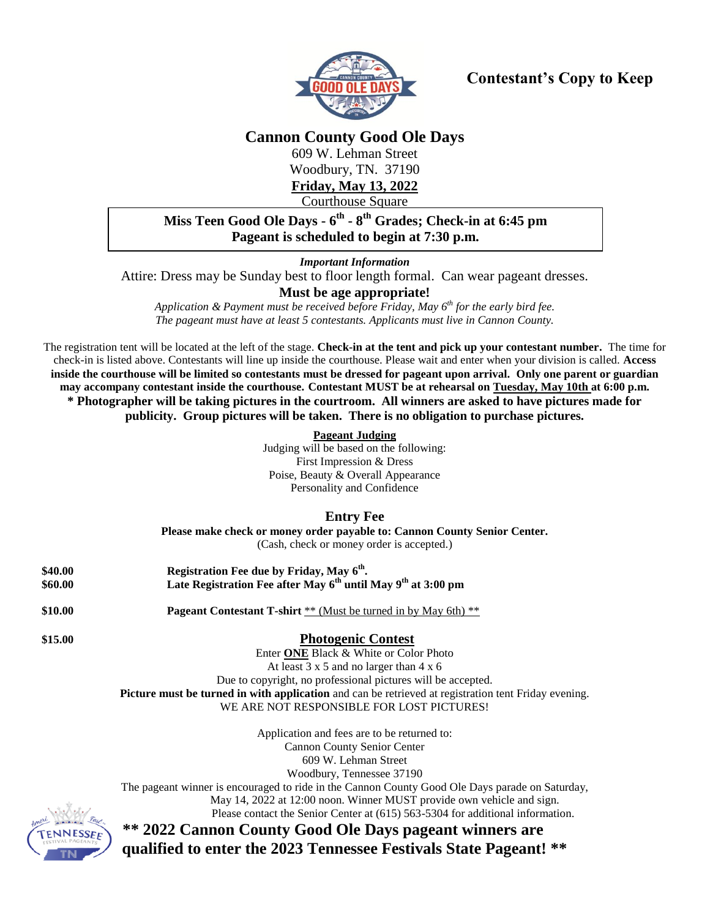**Contestant's Copy to Keep**

# Cannon County Good Ole Days

609 W. Lehman Street
Woodbury, TN. 37190
**Friday, May 13, 2022**
Courthouse Square

**Miss Teen Good Ole Days - 6th - 8th Grades; Check-in at 6:45 pm**
**Pageant is scheduled to begin at 7:30 p.m.**

***Important Information***

Attire: Dress may be Sunday best to floor length formal. Can wear pageant dresses.

**Must be age appropriate!**

*Application & Payment must be received before Friday, May 6th for the early bird fee.*
*The pageant must have at least 5 contestants. Applicants must live in Cannon County.*

The registration tent will be located at the left of the stage. **Check-in at the tent and pick up your contestant number.** The time for check-in is listed above. Contestants will line up inside the courthouse. Please wait and enter when your division is called. **Access inside the courthouse will be limited so contestants must be dressed for pageant upon arrival. Only one parent or guardian may accompany contestant inside the courthouse. Contestant MUST be at rehearsal on Tuesday, May 10th at 6:00 p.m.**
**\* Photographer will be taking pictures in the courtroom. All winners are asked to have pictures made for publicity. Group pictures will be taken. There is no obligation to purchase pictures.**

## Pageant Judging

Judging will be based on the following:
First Impression & Dress
Poise, Beauty & Overall Appearance
Personality and Confidence

## Entry Fee

**Please make check or money order payable to: Cannon County Senior Center.**
(Cash, check or money order is accepted.)

**$40.00** — **Registration Fee due by Friday, May 6th.**
**$60.00** — **Late Registration Fee after May 6th until May 9th at 3:00 pm**

**$10.00** — **Pageant Contestant T-shirt** \*\* (Must be turned in by May 6th) \*\*

**$15.00** — **Photogenic Contest**

Enter **ONE** Black & White or Color Photo
At least 3 x 5 and no larger than 4 x 6
Due to copyright, no professional pictures will be accepted.
**Picture must be turned in with application** and can be retrieved at registration tent Friday evening.
WE ARE NOT RESPONSIBLE FOR LOST PICTURES!

Application and fees are to be returned to:
Cannon County Senior Center
609 W. Lehman Street
Woodbury, Tennessee 37190

The pageant winner is encouraged to ride in the Cannon County Good Ole Days parade on Saturday, May 14, 2022 at 12:00 noon. Winner MUST provide own vehicle and sign.
Please contact the Senior Center at (615) 563-5304 for additional information.

**\*\* 2022 Cannon County Good Ole Days pageant winners are qualified to enter the 2023 Tennessee Festivals State Pageant! \*\***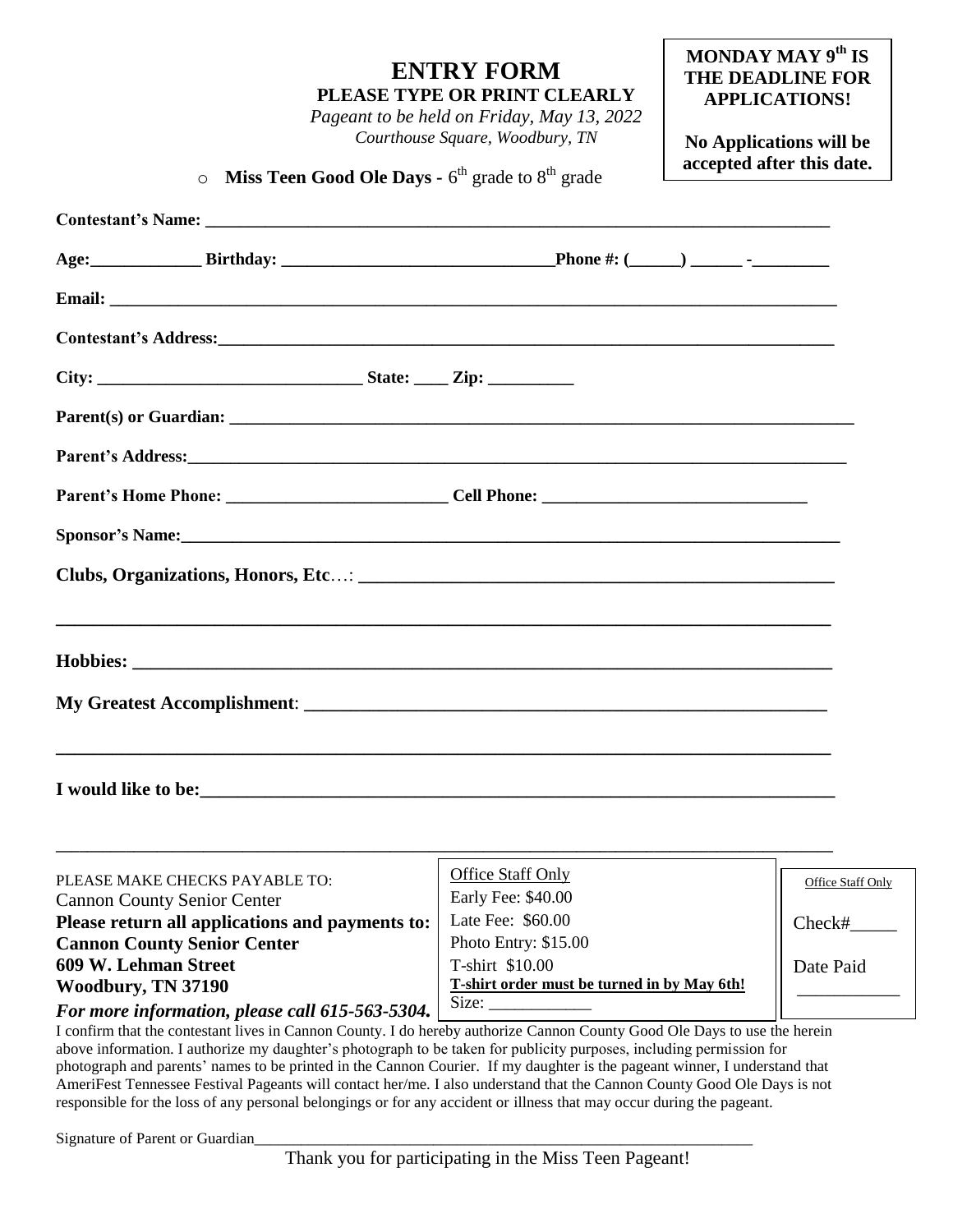# ENTRY FORM

**PLEASE TYPE OR PRINT CLEARLY**

*Pageant to be held on Friday, May 13, 2022*

*Courthouse Square, Woodbury, TN*

**MONDAY MAY 9th IS THE DEADLINE FOR APPLICATIONS!**

**No Applications will be accepted after this date.**

- **Miss Teen Good Ole Days -** 6th grade to 8th grade

**Contestant's Name:** ____________________________________________

**Age:**____________ **Birthday:** ______________________________ **Phone #: (**______**)** ______ **-**________

**Email:** ____________________________________________

**Contestant's Address:**____________________________________________

**City:** ______________________________ **State:** ____ **Zip:** __________

**Parent(s) or Guardian:** ____________________________________________

**Parent's Address:**____________________________________________

**Parent's Home Phone:** ________________________ **Cell Phone:** ______________________________

**Sponsor's Name:**____________________________________________

**Clubs, Organizations, Honors, Etc**…: ____________________________________________

____________________________________________

**Hobbies:** ____________________________________________

**My Greatest Accomplishment**: ____________________________________________

____________________________________________

**I would like to be:**____________________________________________

____________________________________________

PLEASE MAKE CHECKS PAYABLE TO:
Cannon County Senior Center
**Please return all applications and payments to:**
**Cannon County Senior Center**
**609 W. Lehman Street**
**Woodbury, TN 37190**
***For more information, please call 615-563-5304.***

| Office Staff Only |
|---|
| Early Fee: $40.00 |
| Late Fee: $60.00 |
| Photo Entry: $15.00 |
| T-shirt $10.00 |
| **T-shirt order must be turned in by May 6th!** |
| Size: ____________ |

| Office Staff Only |
|---|
| Check#_____ |
| Date Paid ___________ |

I confirm that the contestant lives in Cannon County. I do hereby authorize Cannon County Good Ole Days to use the herein above information. I authorize my daughter's photograph to be taken for publicity purposes, including permission for photograph and parents' names to be printed in the Cannon Courier. If my daughter is the pageant winner, I understand that AmeriFest Tennessee Festival Pageants will contact her/me. I also understand that the Cannon County Good Ole Days is not responsible for the loss of any personal belongings or for any accident or illness that may occur during the pageant.

Signature of Parent or Guardian____________________________________________

Thank you for participating in the Miss Teen Pageant!